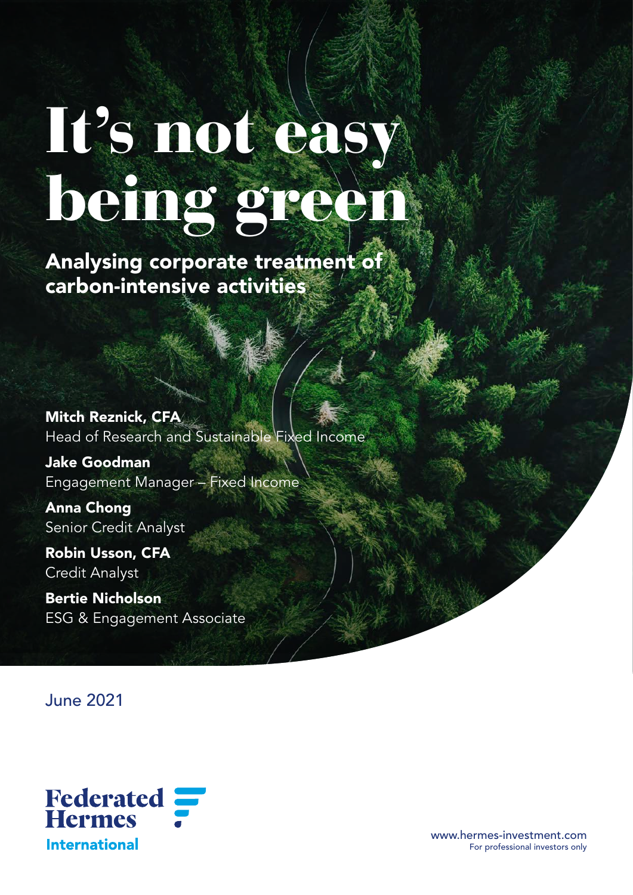# It's not easy being green

## Analysing corporate treatment of carbon-intensive activities

**Mitch Reznick, CFA**
Head of Research and Sustainable Fixed Income

**Jake Goodman**
Engagement Manager – Fixed Income

**Anna Chong**
Senior Credit Analyst

**Robin Usson, CFA**
Credit Analyst

**Bertie Nicholson**
ESG & Engagement Associate

June 2021

Federated Hermes International

www.hermes-investment.com
For professional investors only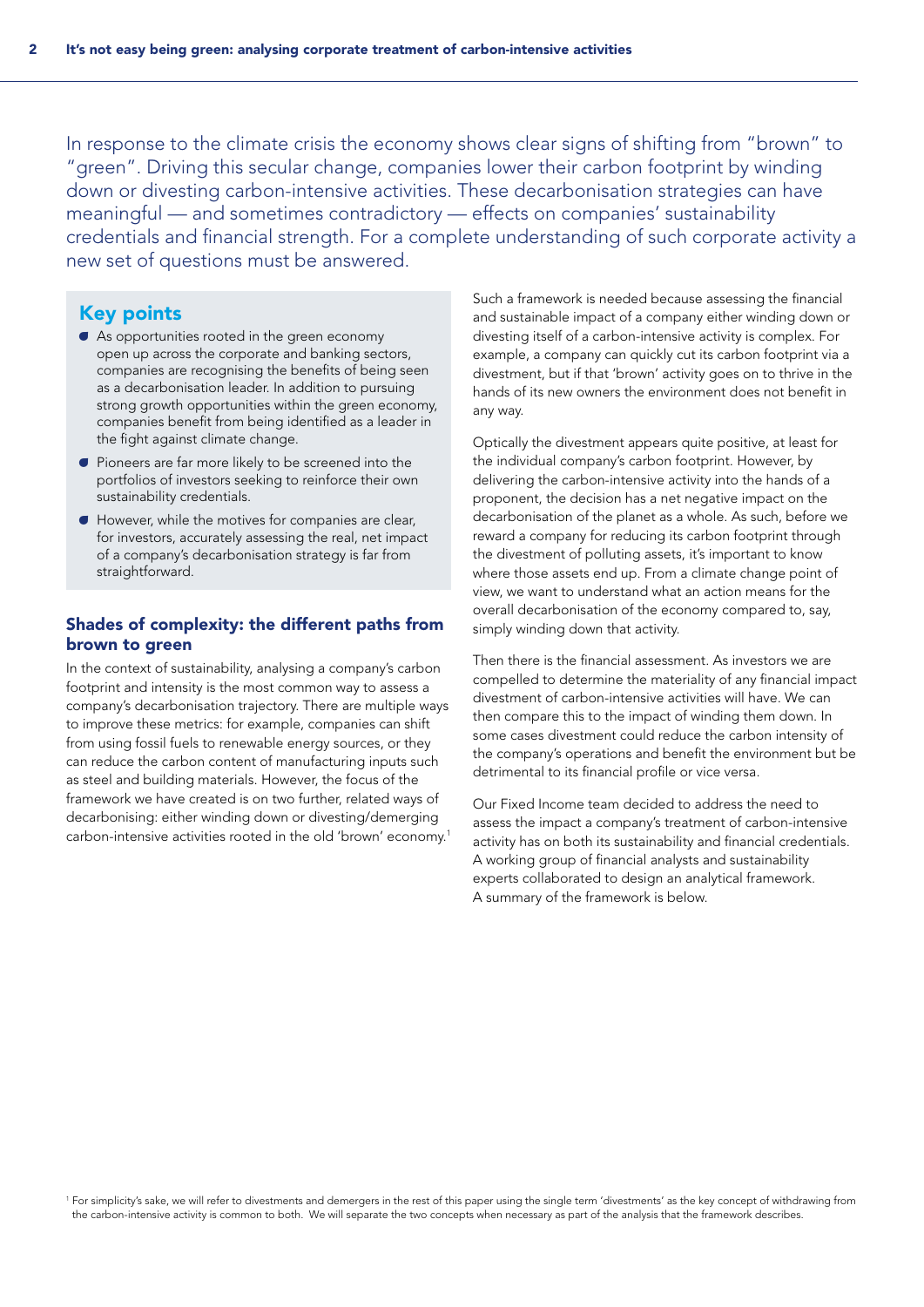In response to the climate crisis the economy shows clear signs of shifting from "brown" to "green". Driving this secular change, companies lower their carbon footprint by winding down or divesting carbon-intensive activities. These decarbonisation strategies can have meaningful — and sometimes contradictory — effects on companies' sustainability credentials and financial strength. For a complete understanding of such corporate activity a new set of questions must be answered.

## Key points

- As opportunities rooted in the green economy open up across the corporate and banking sectors, companies are recognising the benefits of being seen as a decarbonisation leader. In addition to pursuing strong growth opportunities within the green economy, companies benefit from being identified as a leader in the fight against climate change.
- Pioneers are far more likely to be screened into the portfolios of investors seeking to reinforce their own sustainability credentials.
- However, while the motives for companies are clear, for investors, accurately assessing the real, net impact of a company's decarbonisation strategy is far from straightforward.

## Shades of complexity: the different paths from brown to green

In the context of sustainability, analysing a company's carbon footprint and intensity is the most common way to assess a company's decarbonisation trajectory. There are multiple ways to improve these metrics: for example, companies can shift from using fossil fuels to renewable energy sources, or they can reduce the carbon content of manufacturing inputs such as steel and building materials. However, the focus of the framework we have created is on two further, related ways of decarbonising: either winding down or divesting/demerging carbon-intensive activities rooted in the old 'brown' economy.[1]

Such a framework is needed because assessing the financial and sustainable impact of a company either winding down or divesting itself of a carbon-intensive activity is complex. For example, a company can quickly cut its carbon footprint via a divestment, but if that 'brown' activity goes on to thrive in the hands of its new owners the environment does not benefit in any way.

Optically the divestment appears quite positive, at least for the individual company's carbon footprint. However, by delivering the carbon-intensive activity into the hands of a proponent, the decision has a net negative impact on the decarbonisation of the planet as a whole. As such, before we reward a company for reducing its carbon footprint through the divestment of polluting assets, it's important to know where those assets end up. From a climate change point of view, we want to understand what an action means for the overall decarbonisation of the economy compared to, say, simply winding down that activity.

Then there is the financial assessment. As investors we are compelled to determine the materiality of any financial impact divestment of carbon-intensive activities will have. We can then compare this to the impact of winding them down. In some cases divestment could reduce the carbon intensity of the company's operations and benefit the environment but be detrimental to its financial profile or vice versa.

Our Fixed Income team decided to address the need to assess the impact a company's treatment of carbon-intensive activity has on both its sustainability and financial credentials. A working group of financial analysts and sustainability experts collaborated to design an analytical framework. A summary of the framework is below.

[1] For simplicity's sake, we will refer to divestments and demergers in the rest of this paper using the single term 'divestments' as the key concept of withdrawing from the carbon-intensive activity is common to both. We will separate the two concepts when necessary as part of the analysis that the framework describes.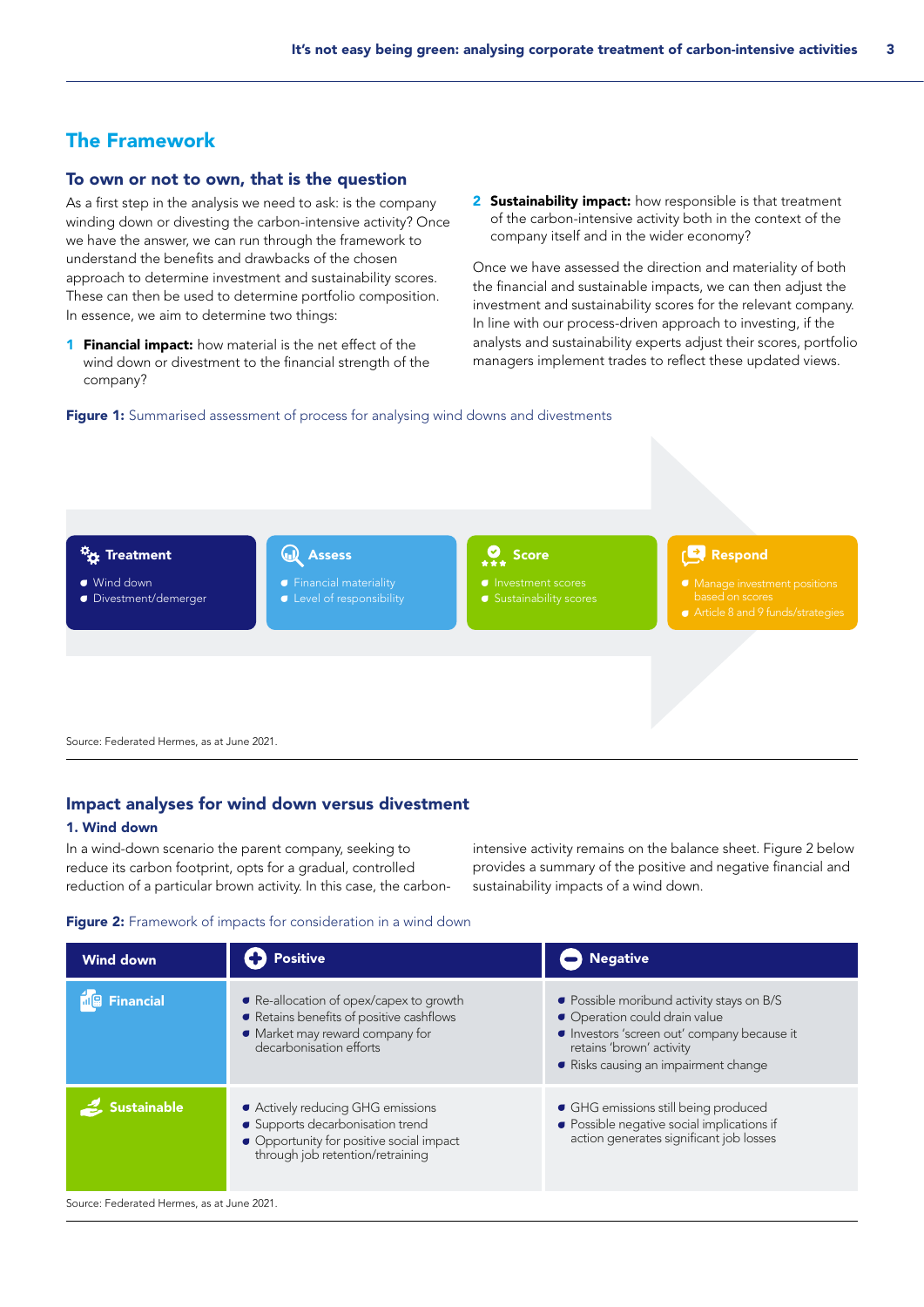## The Framework

### To own or not to own, that is the question

As a first step in the analysis we need to ask: is the company winding down or divesting the carbon-intensive activity? Once we have the answer, we can run through the framework to understand the benefits and drawbacks of the chosen approach to determine investment and sustainability scores. These can then be used to determine portfolio composition. In essence, we aim to determine two things:

1. **Financial impact:** how material is the net effect of the wind down or divestment to the financial strength of the company?
2. **Sustainability impact:** how responsible is that treatment of the carbon-intensive activity both in the context of the company itself and in the wider economy?

Once we have assessed the direction and materiality of both the financial and sustainable impacts, we can then adjust the investment and sustainability scores for the relevant company. In line with our process-driven approach to investing, if the analysts and sustainability experts adjust their scores, portfolio managers implement trades to reflect these updated views.

**Figure 1:** Summarised assessment of process for analysing wind downs and divestments

| Treatment | Assess | Score | Respond |
|---|---|---|---|
| • Wind down<br>• Divestment/demerger | • Financial materiality<br>• Level of responsibility | • Investment scores<br>• Sustainability scores | • Manage investment positions based on scores<br>• Article 8 and 9 funds/strategies |

Source: Federated Hermes, as at June 2021.

### Impact analyses for wind down versus divestment

#### 1. Wind down

In a wind-down scenario the parent company, seeking to reduce its carbon footprint, opts for a gradual, controlled reduction of a particular brown activity. In this case, the carbon-intensive activity remains on the balance sheet. Figure 2 below provides a summary of the positive and negative financial and sustainability impacts of a wind down.

**Figure 2:** Framework of impacts for consideration in a wind down

| Wind down | Positive | Negative |
|---|---|---|
| Financial | • Re-allocation of opex/capex to growth<br>• Retains benefits of positive cashflows<br>• Market may reward company for decarbonisation efforts | • Possible moribund activity stays on B/S<br>• Operation could drain value<br>• Investors 'screen out' company because it retains 'brown' activity<br>• Risks causing an impairment change |
| Sustainable | • Actively reducing GHG emissions<br>• Supports decarbonisation trend<br>• Opportunity for positive social impact through job retention/retraining | • GHG emissions still being produced<br>• Possible negative social implications if action generates significant job losses |

Source: Federated Hermes, as at June 2021.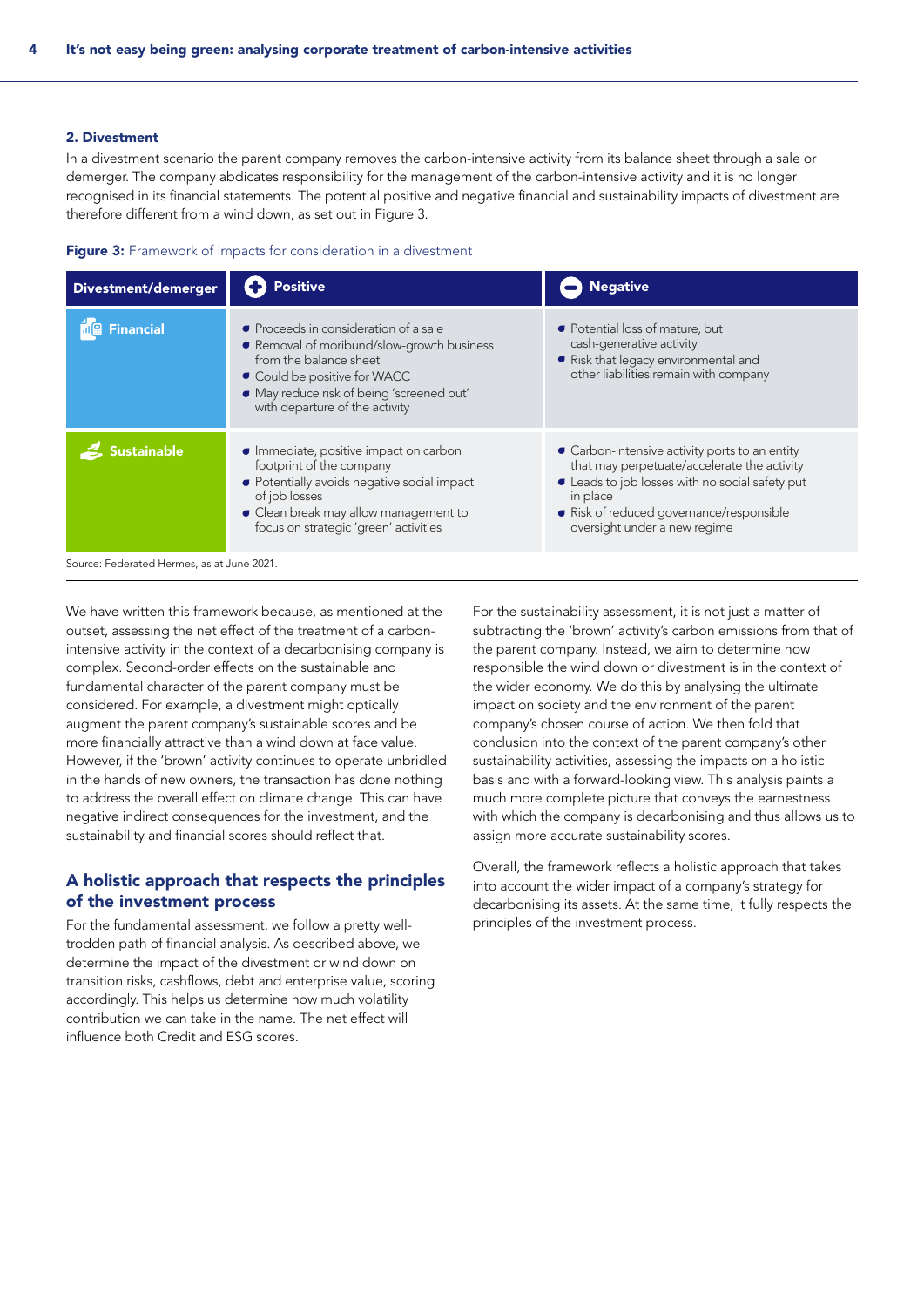### 2. Divestment

In a divestment scenario the parent company removes the carbon-intensive activity from its balance sheet through a sale or demerger. The company abdicates responsibility for the management of the carbon-intensive activity and it is no longer recognised in its financial statements. The potential positive and negative financial and sustainability impacts of divestment are therefore different from a wind down, as set out in Figure 3.

**Figure 3:** Framework of impacts for consideration in a divestment

| Divestment/demerger | Positive | Negative |
| --- | --- | --- |
| Financial | • Proceeds in consideration of a sale<br>• Removal of moribund/slow-growth business from the balance sheet<br>• Could be positive for WACC<br>• May reduce risk of being 'screened out' with departure of the activity | • Potential loss of mature, but cash-generative activity<br>• Risk that legacy environmental and other liabilities remain with company |
| Sustainable | • Immediate, positive impact on carbon footprint of the company<br>• Potentially avoids negative social impact of job losses<br>• Clean break may allow management to focus on strategic 'green' activities | • Carbon-intensive activity ports to an entity that may perpetuate/accelerate the activity<br>• Leads to job losses with no social safety put in place<br>• Risk of reduced governance/responsible oversight under a new regime |

Source: Federated Hermes, as at June 2021.

We have written this framework because, as mentioned at the outset, assessing the net effect of the treatment of a carbon-intensive activity in the context of a decarbonising company is complex. Second-order effects on the sustainable and fundamental character of the parent company must be considered. For example, a divestment might optically augment the parent company's sustainable scores and be more financially attractive than a wind down at face value. However, if the 'brown' activity continues to operate unbridled in the hands of new owners, the transaction has done nothing to address the overall effect on climate change. This can have negative indirect consequences for the investment, and the sustainability and financial scores should reflect that.

## A holistic approach that respects the principles of the investment process

For the fundamental assessment, we follow a pretty well-trodden path of financial analysis. As described above, we determine the impact of the divestment or wind down on transition risks, cashflows, debt and enterprise value, scoring accordingly. This helps us determine how much volatility contribution we can take in the name. The net effect will influence both Credit and ESG scores.

For the sustainability assessment, it is not just a matter of subtracting the 'brown' activity's carbon emissions from that of the parent company. Instead, we aim to determine how responsible the wind down or divestment is in the context of the wider economy. We do this by analysing the ultimate impact on society and the environment of the parent company's chosen course of action. We then fold that conclusion into the context of the parent company's other sustainability activities, assessing the impacts on a holistic basis and with a forward-looking view. This analysis paints a much more complete picture that conveys the earnestness with which the company is decarbonising and thus allows us to assign more accurate sustainability scores.

Overall, the framework reflects a holistic approach that takes into account the wider impact of a company's strategy for decarbonising its assets. At the same time, it fully respects the principles of the investment process.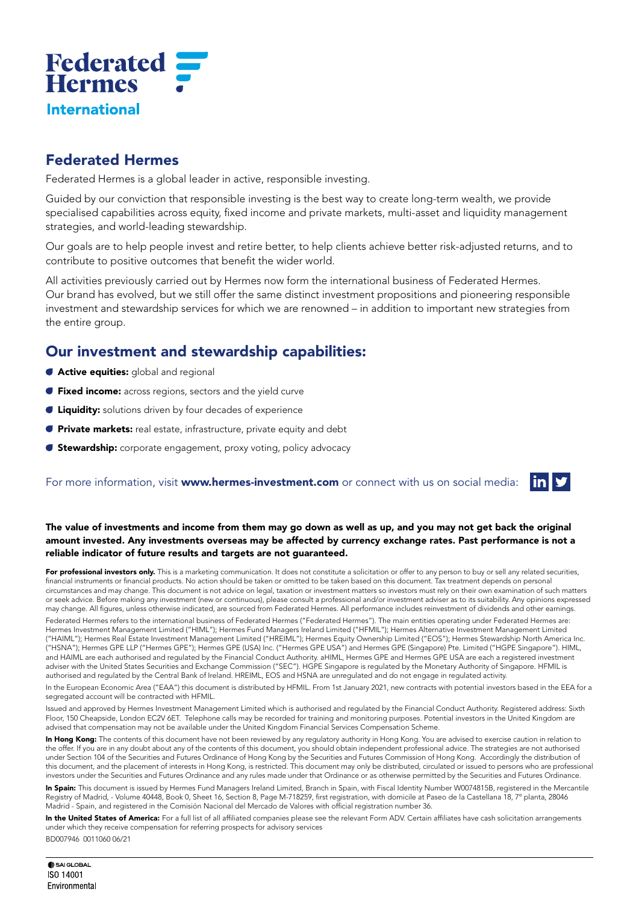Federated Hermes

International

## Federated Hermes

Federated Hermes is a global leader in active, responsible investing.

Guided by our conviction that responsible investing is the best way to create long-term wealth, we provide specialised capabilities across equity, fixed income and private markets, multi-asset and liquidity management strategies, and world-leading stewardship.

Our goals are to help people invest and retire better, to help clients achieve better risk-adjusted returns, and to contribute to positive outcomes that benefit the wider world.

All activities previously carried out by Hermes now form the international business of Federated Hermes. Our brand has evolved, but we still offer the same distinct investment propositions and pioneering responsible investment and stewardship services for which we are renowned – in addition to important new strategies from the entire group.

## Our investment and stewardship capabilities:

- **Active equities:** global and regional
- **Fixed income:** across regions, sectors and the yield curve
- **Liquidity:** solutions driven by four decades of experience
- **Private markets:** real estate, infrastructure, private equity and debt
- **Stewardship:** corporate engagement, proxy voting, policy advocacy

For more information, visit **www.hermes-investment.com** or connect with us on social media:

**The value of investments and income from them may go down as well as up, and you may not get back the original amount invested. Any investments overseas may be affected by currency exchange rates. Past performance is not a reliable indicator of future results and targets are not guaranteed.**

**For professional investors only.** This is a marketing communication. It does not constitute a solicitation or offer to any person to buy or sell any related securities, financial instruments or financial products. No action should be taken or omitted to be taken based on this document. Tax treatment depends on personal circumstances and may change. This document is not advice on legal, taxation or investment matters so investors must rely on their own examination of such matters or seek advice. Before making any investment (new or continuous), please consult a professional and/or investment adviser as to its suitability. Any opinions expressed may change. All figures, unless otherwise indicated, are sourced from Federated Hermes. All performance includes reinvestment of dividends and other earnings.

Federated Hermes refers to the international business of Federated Hermes ("Federated Hermes"). The main entities operating under Federated Hermes are: Hermes Investment Management Limited ("HIML"); Hermes Fund Managers Ireland Limited ("HFMIL"); Hermes Alternative Investment Management Limited ("HAIML"); Hermes Real Estate Investment Management Limited ("HREIML"); Hermes Equity Ownership Limited ("EOS"); Hermes Stewardship North America Inc. ("HSNA"); Hermes GPE LLP ("Hermes GPE"); Hermes GPE (USA) Inc. ("Hermes GPE USA") and Hermes GPE (Singapore) Pte. Limited ("HGPE Singapore"). HIML, and HAIML are each authorised and regulated by the Financial Conduct Authority. aHIML, Hermes GPE and Hermes GPE USA are each a registered investment adviser with the United States Securities and Exchange Commission ("SEC"). HGPE Singapore is regulated by the Monetary Authority of Singapore. HFMIL is authorised and regulated by the Central Bank of Ireland. HREIML, EOS and HSNA are unregulated and do not engage in regulated activity.

In the European Economic Area ("EAA") this document is distributed by HFMIL. From 1st January 2021, new contracts with potential investors based in the EEA for a segregated account will be contracted with HFMIL.

Issued and approved by Hermes Investment Management Limited which is authorised and regulated by the Financial Conduct Authority. Registered address: Sixth Floor, 150 Cheapside, London EC2V 6ET. Telephone calls may be recorded for training and monitoring purposes. Potential investors in the United Kingdom are advised that compensation may not be available under the United Kingdom Financial Services Compensation Scheme.

**In Hong Kong:** The contents of this document have not been reviewed by any regulatory authority in Hong Kong. You are advised to exercise caution in relation to the offer. If you are in any doubt about any of the contents of this document, you should obtain independent professional advice. The strategies are not authorised under Section 104 of the Securities and Futures Ordinance of Hong Kong by the Securities and Futures Commission of Hong Kong. Accordingly the distribution of this document, and the placement of interests in Hong Kong, is restricted. This document may only be distributed, circulated or issued to persons who are professional investors under the Securities and Futures Ordinance and any rules made under that Ordinance or as otherwise permitted by the Securities and Futures Ordinance.

**In Spain:** This document is issued by Hermes Fund Managers Ireland Limited, Branch in Spain, with Fiscal Identity Number W0074815B, registered in the Mercantile Registry of Madrid, - Volume 40448, Book 0, Sheet 16, Section 8, Page M-718259, first registration, with domicile at Paseo de la Castellana 18, 7º planta, 28046 Madrid - Spain, and registered in the Comisión Nacional del Mercado de Valores with official registration number 36.

**In the United States of America:** For a full list of all affiliated companies please see the relevant Form ADV. Certain affiliates have cash solicitation arrangements under which they receive compensation for referring prospects for advisory services

BD007946 0011060 06/21

SAI GLOBAL
ISO 14001
Environmental